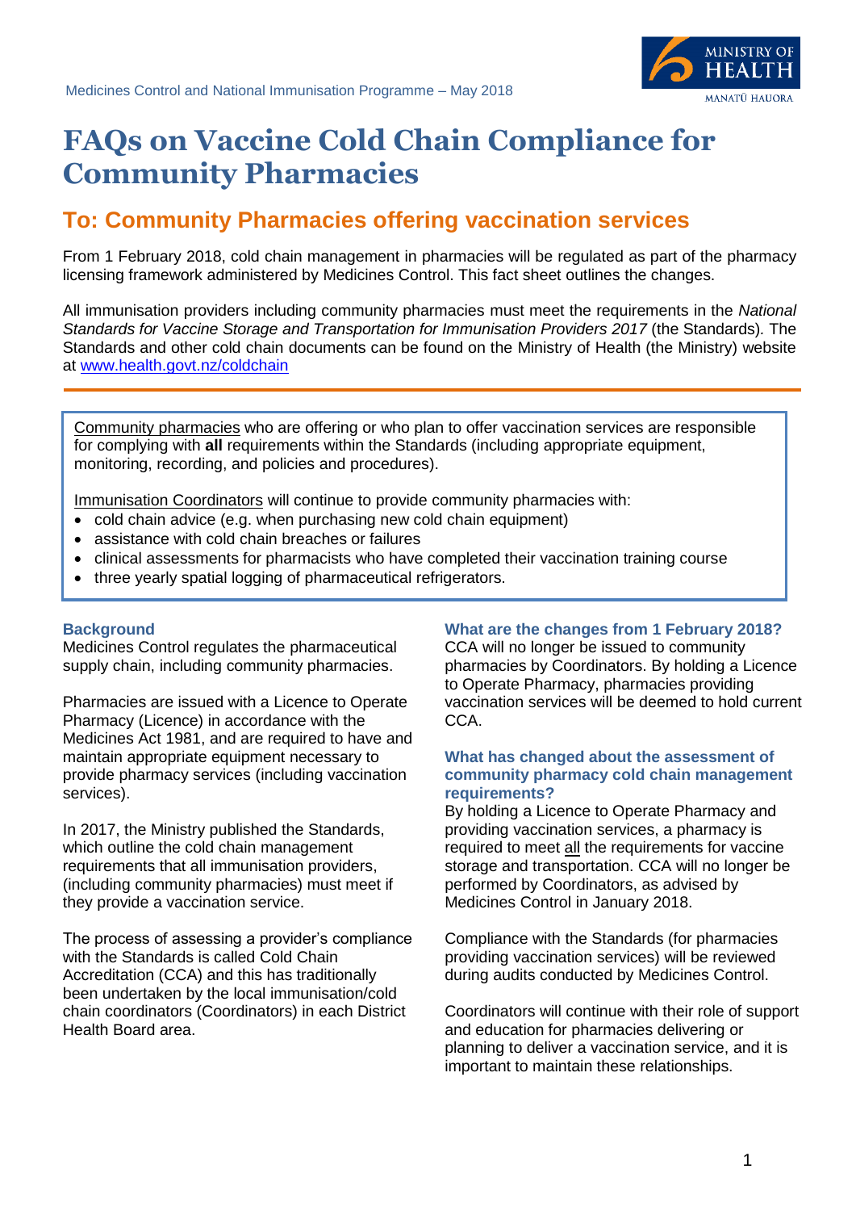Medicines Control and National Immunisation Programme – May 2018

# FAQs on Vaccine Cold Chain Compliance for Community Pharmacies

## To: Community Pharmacies offering vaccination services

From 1 February 2018, cold chain management in pharmacies will be regulated as part of the pharmacy licensing framework administered by Medicines Control. This fact sheet outlines the changes.

All immunisation providers including community pharmacies must meet the requirements in the *National Standards for Vaccine Storage and Transportation for Immunisation Providers 2017* (the Standards). The Standards and other cold chain documents can be found on the Ministry of Health (the Ministry) website at www.health.govt.nz/coldchain

---

Community pharmacies who are offering or who plan to offer vaccination services are responsible for complying with **all** requirements within the Standards (including appropriate equipment, monitoring, recording, and policies and procedures).

Immunisation Coordinators will continue to provide community pharmacies with:

- cold chain advice (e.g. when purchasing new cold chain equipment)
- assistance with cold chain breaches or failures
- clinical assessments for pharmacists who have completed their vaccination training course
- three yearly spatial logging of pharmaceutical refrigerators.

### Background

Medicines Control regulates the pharmaceutical supply chain, including community pharmacies.

Pharmacies are issued with a Licence to Operate Pharmacy (Licence) in accordance with the Medicines Act 1981, and are required to have and maintain appropriate equipment necessary to provide pharmacy services (including vaccination services).

In 2017, the Ministry published the Standards, which outline the cold chain management requirements that all immunisation providers, (including community pharmacies) must meet if they provide a vaccination service.

The process of assessing a provider's compliance with the Standards is called Cold Chain Accreditation (CCA) and this has traditionally been undertaken by the local immunisation/cold chain coordinators (Coordinators) in each District Health Board area.

### What are the changes from 1 February 2018?

CCA will no longer be issued to community pharmacies by Coordinators. By holding a Licence to Operate Pharmacy, pharmacies providing vaccination services will be deemed to hold current CCA.

### What has changed about the assessment of community pharmacy cold chain management requirements?

By holding a Licence to Operate Pharmacy and providing vaccination services, a pharmacy is required to meet all the requirements for vaccine storage and transportation. CCA will no longer be performed by Coordinators, as advised by Medicines Control in January 2018.

Compliance with the Standards (for pharmacies providing vaccination services) will be reviewed during audits conducted by Medicines Control.

Coordinators will continue with their role of support and education for pharmacies delivering or planning to deliver a vaccination service, and it is important to maintain these relationships.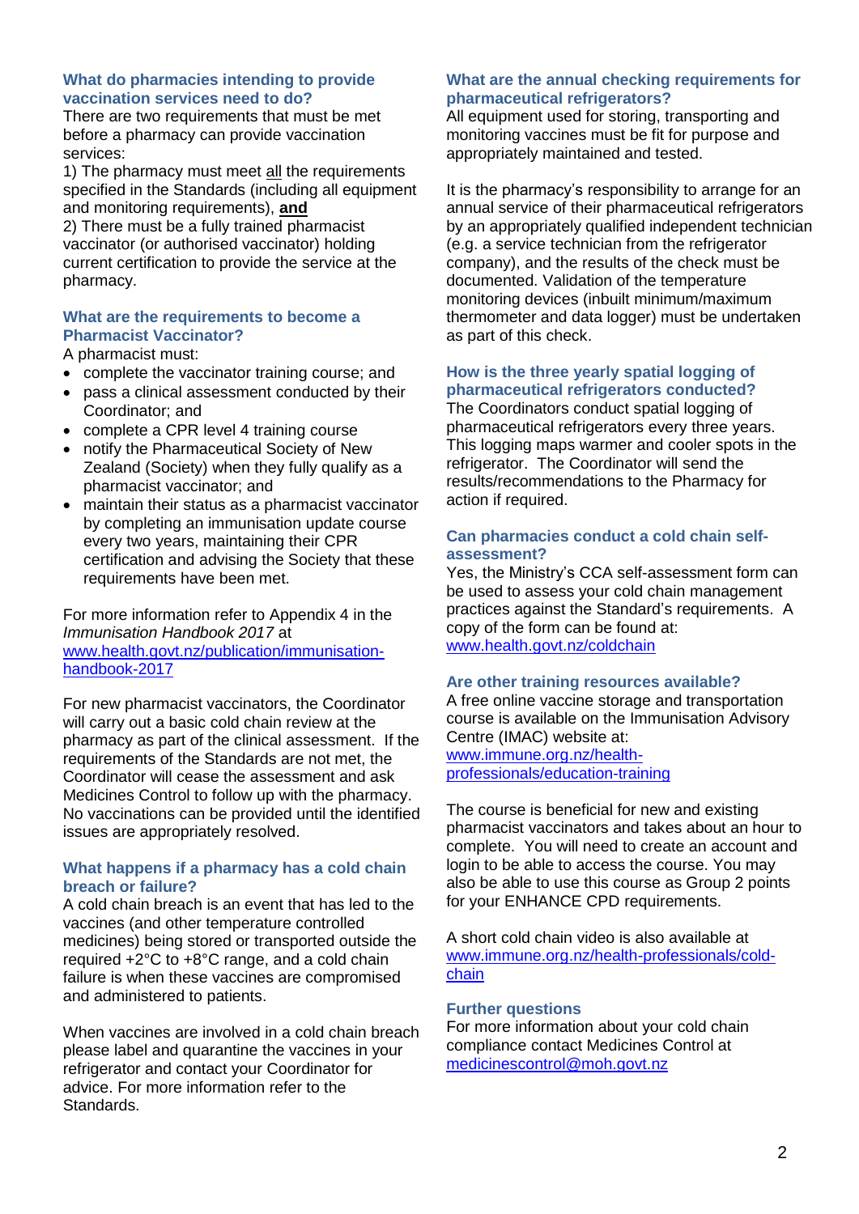### What do pharmacies intending to provide vaccination services need to do?

There are two requirements that must be met before a pharmacy can provide vaccination services:

1) The pharmacy must meet all the requirements specified in the Standards (including all equipment and monitoring requirements), **and**

2) There must be a fully trained pharmacist vaccinator (or authorised vaccinator) holding current certification to provide the service at the pharmacy.

### What are the requirements to become a Pharmacist Vaccinator?

A pharmacist must:

- complete the vaccinator training course; and
- pass a clinical assessment conducted by their Coordinator; and
- complete a CPR level 4 training course
- notify the Pharmaceutical Society of New Zealand (Society) when they fully qualify as a pharmacist vaccinator; and
- maintain their status as a pharmacist vaccinator by completing an immunisation update course every two years, maintaining their CPR certification and advising the Society that these requirements have been met.

For more information refer to Appendix 4 in the *Immunisation Handbook 2017* at www.health.govt.nz/publication/immunisation-handbook-2017

For new pharmacist vaccinators, the Coordinator will carry out a basic cold chain review at the pharmacy as part of the clinical assessment. If the requirements of the Standards are not met, the Coordinator will cease the assessment and ask Medicines Control to follow up with the pharmacy. No vaccinations can be provided until the identified issues are appropriately resolved.

### What happens if a pharmacy has a cold chain breach or failure?

A cold chain breach is an event that has led to the vaccines (and other temperature controlled medicines) being stored or transported outside the required +2°C to +8°C range, and a cold chain failure is when these vaccines are compromised and administered to patients.

When vaccines are involved in a cold chain breach please label and quarantine the vaccines in your refrigerator and contact your Coordinator for advice. For more information refer to the Standards.

### What are the annual checking requirements for pharmaceutical refrigerators?

All equipment used for storing, transporting and monitoring vaccines must be fit for purpose and appropriately maintained and tested.

It is the pharmacy's responsibility to arrange for an annual service of their pharmaceutical refrigerators by an appropriately qualified independent technician (e.g. a service technician from the refrigerator company), and the results of the check must be documented. Validation of the temperature monitoring devices (inbuilt minimum/maximum thermometer and data logger) must be undertaken as part of this check.

### How is the three yearly spatial logging of pharmaceutical refrigerators conducted?

The Coordinators conduct spatial logging of pharmaceutical refrigerators every three years. This logging maps warmer and cooler spots in the refrigerator. The Coordinator will send the results/recommendations to the Pharmacy for action if required.

### Can pharmacies conduct a cold chain self-assessment?

Yes, the Ministry's CCA self-assessment form can be used to assess your cold chain management practices against the Standard's requirements. A copy of the form can be found at: www.health.govt.nz/coldchain

### Are other training resources available?

A free online vaccine storage and transportation course is available on the Immunisation Advisory Centre (IMAC) website at: www.immune.org.nz/health-professionals/education-training

The course is beneficial for new and existing pharmacist vaccinators and takes about an hour to complete. You will need to create an account and login to be able to access the course. You may also be able to use this course as Group 2 points for your ENHANCE CPD requirements.

A short cold chain video is also available at www.immune.org.nz/health-professionals/cold-chain

### Further questions

For more information about your cold chain compliance contact Medicines Control at medicinescontrol@moh.govt.nz